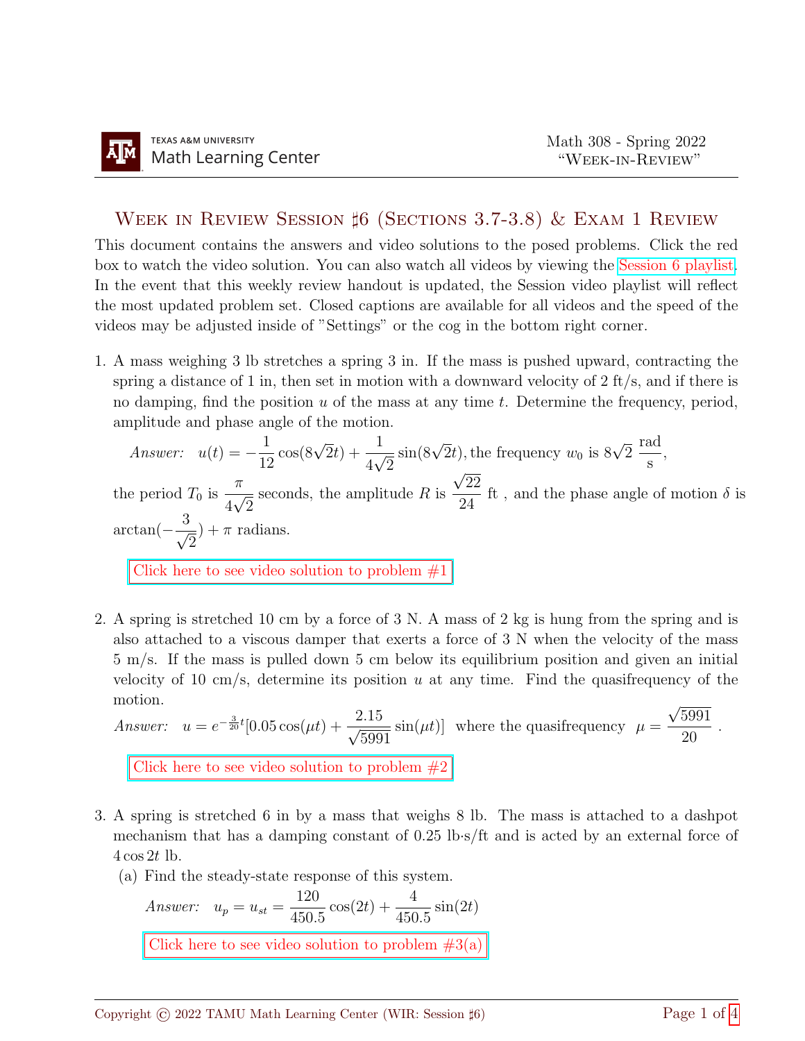# Week in Review Session ♯6 (Sections 3.7-3.8) & Exam 1 Review

This document contains the answers and video solutions to the posed problems. Click the red box to watch the video solution. You can also watch all videos by viewing the Session 6 playlist. In the event that this weekly review handout is updated, the Session video playlist will reflect the most updated problem set. Closed captions are available for all videos and the speed of the videos may be adjusted inside of "Settings" or the cog in the bottom right corner.

1. A mass weighing 3 lb stretches a spring 3 in. If the mass is pushed upward, contracting the spring a distance of 1 in, then set in motion with a downward velocity of 2 ft/s, and if there is no damping, find the position $u$ of the mass at any time $t$. Determine the frequency, period, amplitude and phase angle of the motion.

   *Answer:* $u(t) = -\dfrac{1}{12}\cos(8\sqrt{2}t) + \dfrac{1}{4\sqrt{2}}\sin(8\sqrt{2}t)$, the frequency $w_0$ is $8\sqrt{2}\ \dfrac{\text{rad}}{\text{s}}$, the period $T_0$ is $\dfrac{\pi}{4\sqrt{2}}$ seconds, the amplitude $R$ is $\dfrac{\sqrt{22}}{24}$ ft , and the phase angle of motion $\delta$ is $\arctan(-\dfrac{3}{\sqrt{2}}) + \pi$ radians.

   Click here to see video solution to problem #1

2. A spring is stretched 10 cm by a force of 3 N. A mass of 2 kg is hung from the spring and is also attached to a viscous damper that exerts a force of 3 N when the velocity of the mass 5 m/s. If the mass is pulled down 5 cm below its equilibrium position and given an initial velocity of 10 cm/s, determine its position $u$ at any time. Find the quasifrequency of the motion.

   *Answer:* $u = e^{-\frac{3}{20}t}[0.05\cos(\mu t) + \dfrac{2.15}{\sqrt{5991}}\sin(\mu t)]$ where the quasifrequency $\mu = \dfrac{\sqrt{5991}}{20}$ .

   Click here to see video solution to problem #2

3. A spring is stretched 6 in by a mass that weighs 8 lb. The mass is attached to a dashpot mechanism that has a damping constant of 0.25 lb·s/ft and is acted by an external force of $4\cos 2t$ lb.

   (a) Find the steady-state response of this system.

   *Answer:* $u_p = u_{st} = \dfrac{120}{450.5}\cos(2t) + \dfrac{4}{450.5}\sin(2t)$

   Click here to see video solution to problem #3(a)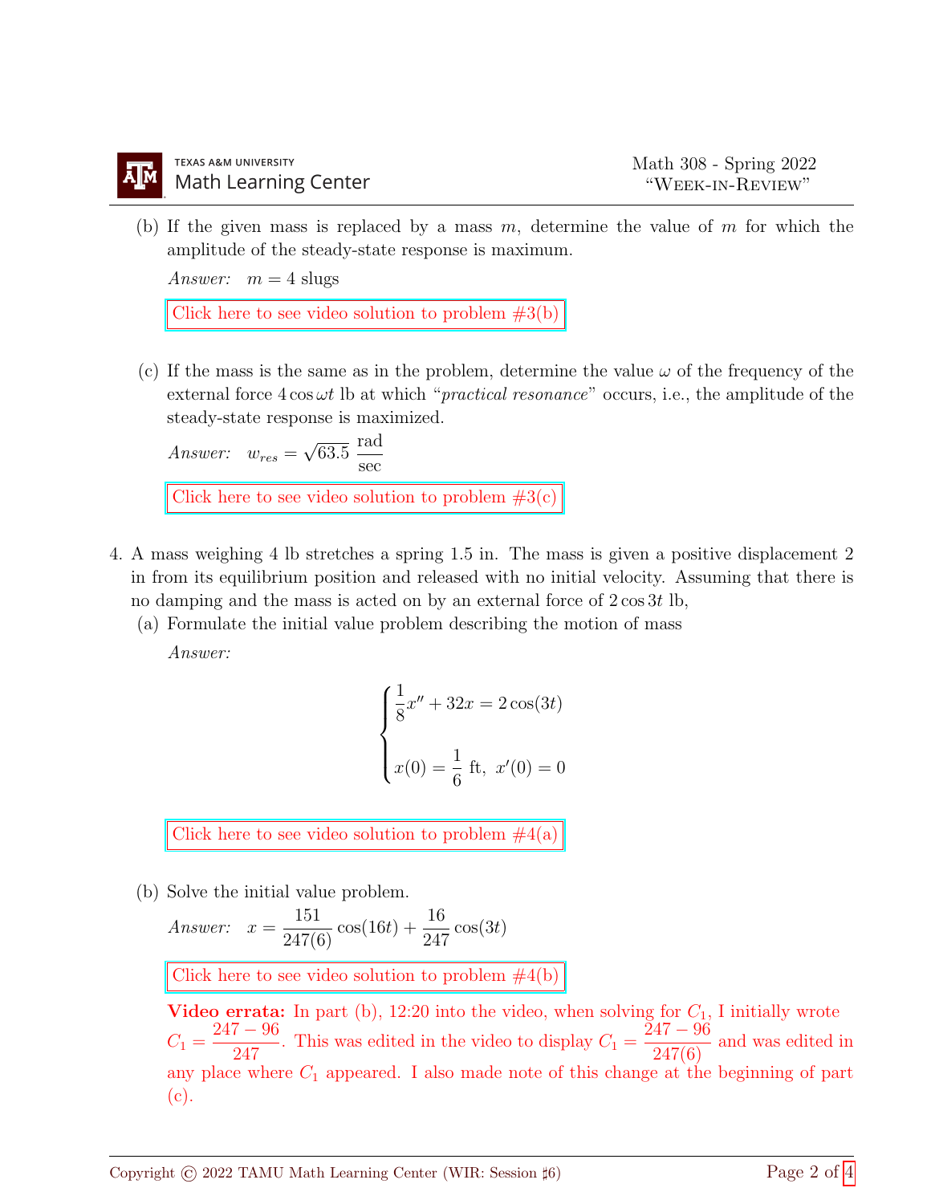(b) If the given mass is replaced by a mass $m$, determine the value of $m$ for which the amplitude of the steady-state response is maximum.

*Answer:* $m = 4$ slugs

Click here to see video solution to problem #3(b)

(c) If the mass is the same as in the problem, determine the value $\omega$ of the frequency of the external force $4\cos\omega t$ lb at which "*practical resonance*" occurs, i.e., the amplitude of the steady-state response is maximized.

*Answer:* $w_{res} = \sqrt{63.5}\ \dfrac{\text{rad}}{\text{sec}}$

Click here to see video solution to problem #3(c)

4. A mass weighing 4 lb stretches a spring 1.5 in. The mass is given a positive displacement 2 in from its equilibrium position and released with no initial velocity. Assuming that there is no damping and the mass is acted on by an external force of $2\cos 3t$ lb,

(a) Formulate the initial value problem describing the motion of mass

*Answer:*

$$\begin{cases} \dfrac{1}{8}x'' + 32x = 2\cos(3t) \\[2ex] x(0) = \dfrac{1}{6}\ \text{ft},\ x'(0) = 0 \end{cases}$$

Click here to see video solution to problem #4(a)

(b) Solve the initial value problem.

*Answer:* $x = \dfrac{151}{247(6)}\cos(16t) + \dfrac{16}{247}\cos(3t)$

Click here to see video solution to problem #4(b)

**Video errata:** In part (b), 12:20 into the video, when solving for $C_1$, I initially wrote $C_1 = \dfrac{247-96}{247}$. This was edited in the video to display $C_1 = \dfrac{247-96}{247(6)}$ and was edited in any place where $C_1$ appeared. I also made note of this change at the beginning of part (c).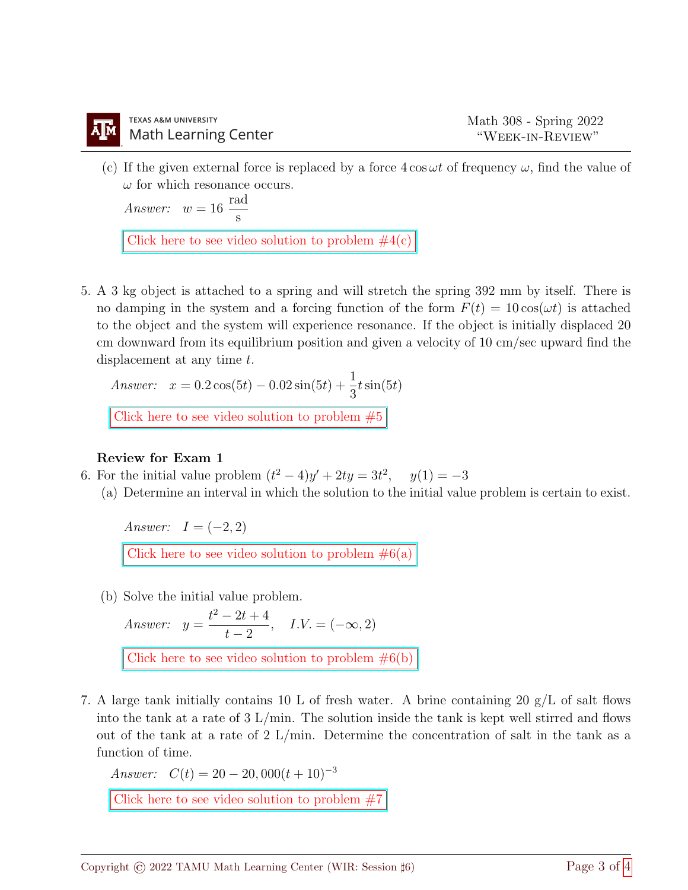(c) If the given external force is replaced by a force $4\cos\omega t$ of frequency $\omega$, find the value of $\omega$ for which resonance occurs.

*Answer:* $w = 16\ \dfrac{\text{rad}}{\text{s}}$

Click here to see video solution to problem #4(c)

5. A 3 kg object is attached to a spring and will stretch the spring 392 mm by itself. There is no damping in the system and a forcing function of the form $F(t) = 10\cos(\omega t)$ is attached to the object and the system will experience resonance. If the object is initially displaced 20 cm downward from its equilibrium position and given a velocity of 10 cm/sec upward find the displacement at any time $t$.

   *Answer:* $x = 0.2\cos(5t) - 0.02\sin(5t) + \dfrac{1}{3}t\sin(5t)$

   Click here to see video solution to problem #5

**Review for Exam 1**

6. For the initial value problem $(t^2 - 4)y' + 2ty = 3t^2, \quad y(1) = -3$

   (a) Determine an interval in which the solution to the initial value problem is certain to exist.

   *Answer:* $I = (-2, 2)$

   Click here to see video solution to problem #6(a)

   (b) Solve the initial value problem.

   *Answer:* $y = \dfrac{t^2 - 2t + 4}{t - 2}, \quad I.V. = (-\infty, 2)$

   Click here to see video solution to problem #6(b)

7. A large tank initially contains 10 L of fresh water. A brine containing 20 g/L of salt flows into the tank at a rate of 3 L/min. The solution inside the tank is kept well stirred and flows out of the tank at a rate of 2 L/min. Determine the concentration of salt in the tank as a function of time.

   *Answer:* $C(t) = 20 - 20,000(t + 10)^{-3}$

   Click here to see video solution to problem #7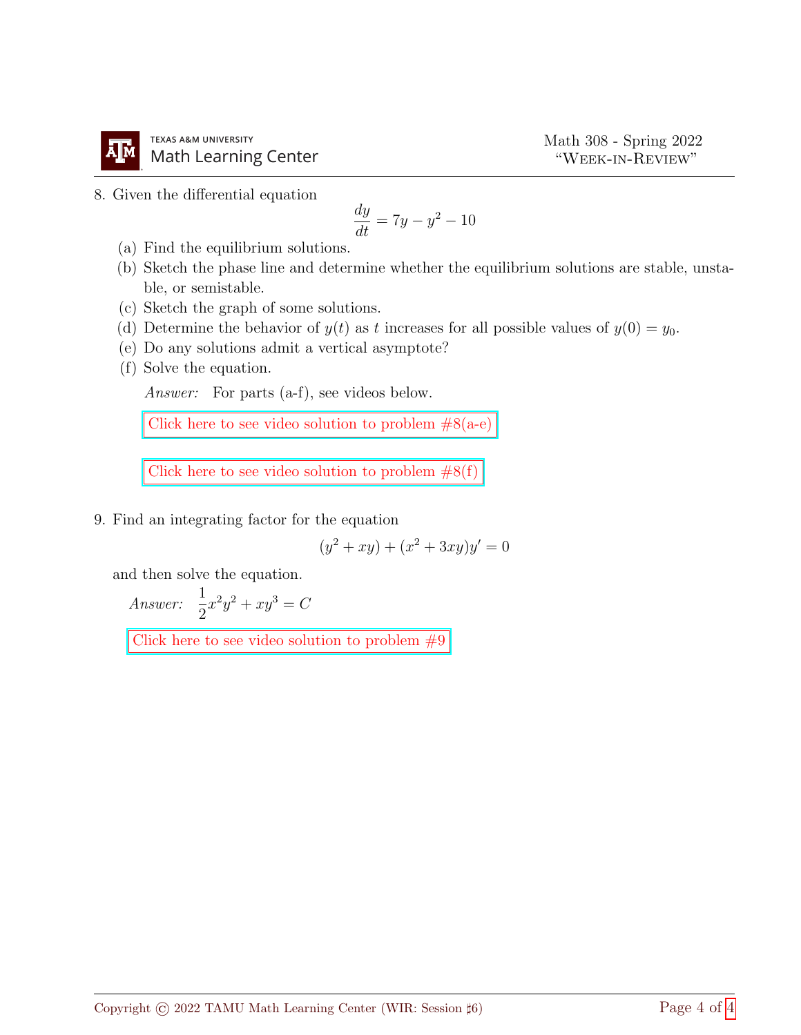8. Given the differential equation

$$\frac{dy}{dt} = 7y - y^2 - 10$$

   (a) Find the equilibrium solutions.
   
   (b) Sketch the phase line and determine whether the equilibrium solutions are stable, unstable, or semistable.
   
   (c) Sketch the graph of some solutions.
   
   (d) Determine the behavior of $y(t)$ as $t$ increases for all possible values of $y(0) = y_0$.
   
   (e) Do any solutions admit a vertical asymptote?
   
   (f) Solve the equation.

   *Answer:* For parts (a-f), see videos below.

   Click here to see video solution to problem #8(a-e)

   Click here to see video solution to problem #8(f)

9. Find an integrating factor for the equation

$$(y^2 + xy) + (x^2 + 3xy)y' = 0$$

   and then solve the equation.

   *Answer:* $\frac{1}{2}x^2y^2 + xy^3 = C$

   Click here to see video solution to problem #9